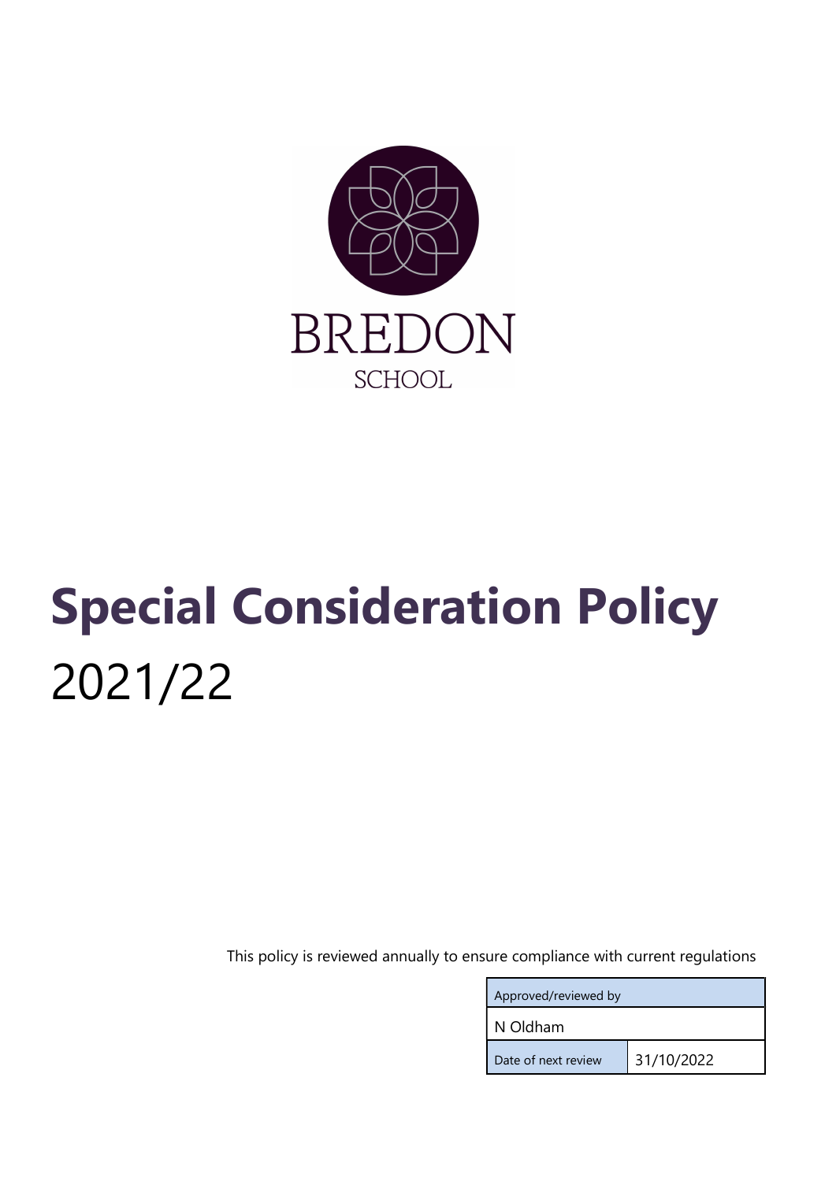BREDON

SCHOOL

# Special Consideration Policy

2021/22

This policy is reviewed annually to ensure compliance with current regulations

| Approved/reviewed by | |
|---|---|
| N Oldham | |
| Date of next review | 31/10/2022 |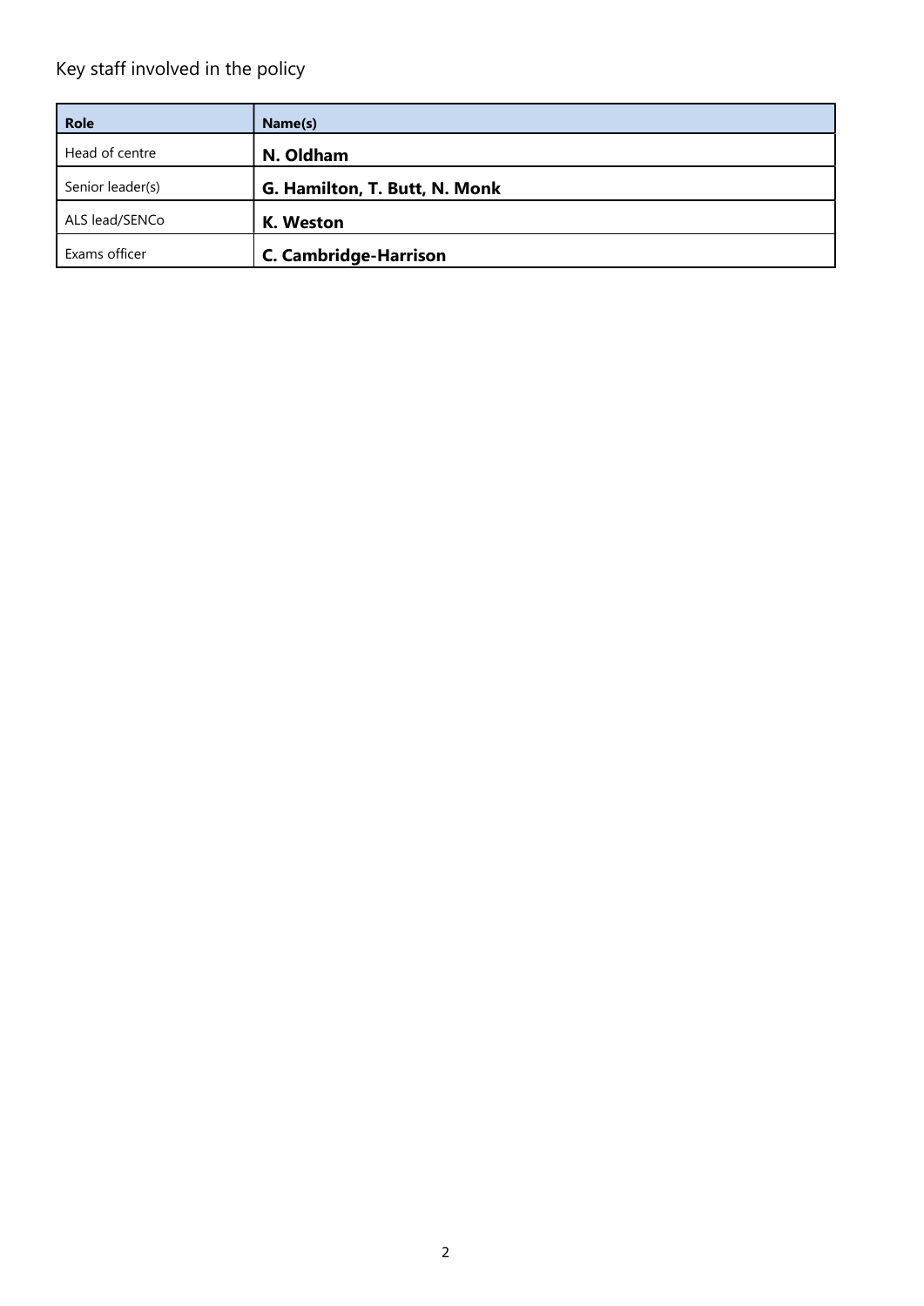Key staff involved in the policy

| Role | Name(s) |
| --- | --- |
| Head of centre | **N. Oldham** |
| Senior leader(s) | **G. Hamilton, T. Butt, N. Monk** |
| ALS lead/SENCo | **K. Weston** |
| Exams officer | **C. Cambridge-Harrison** |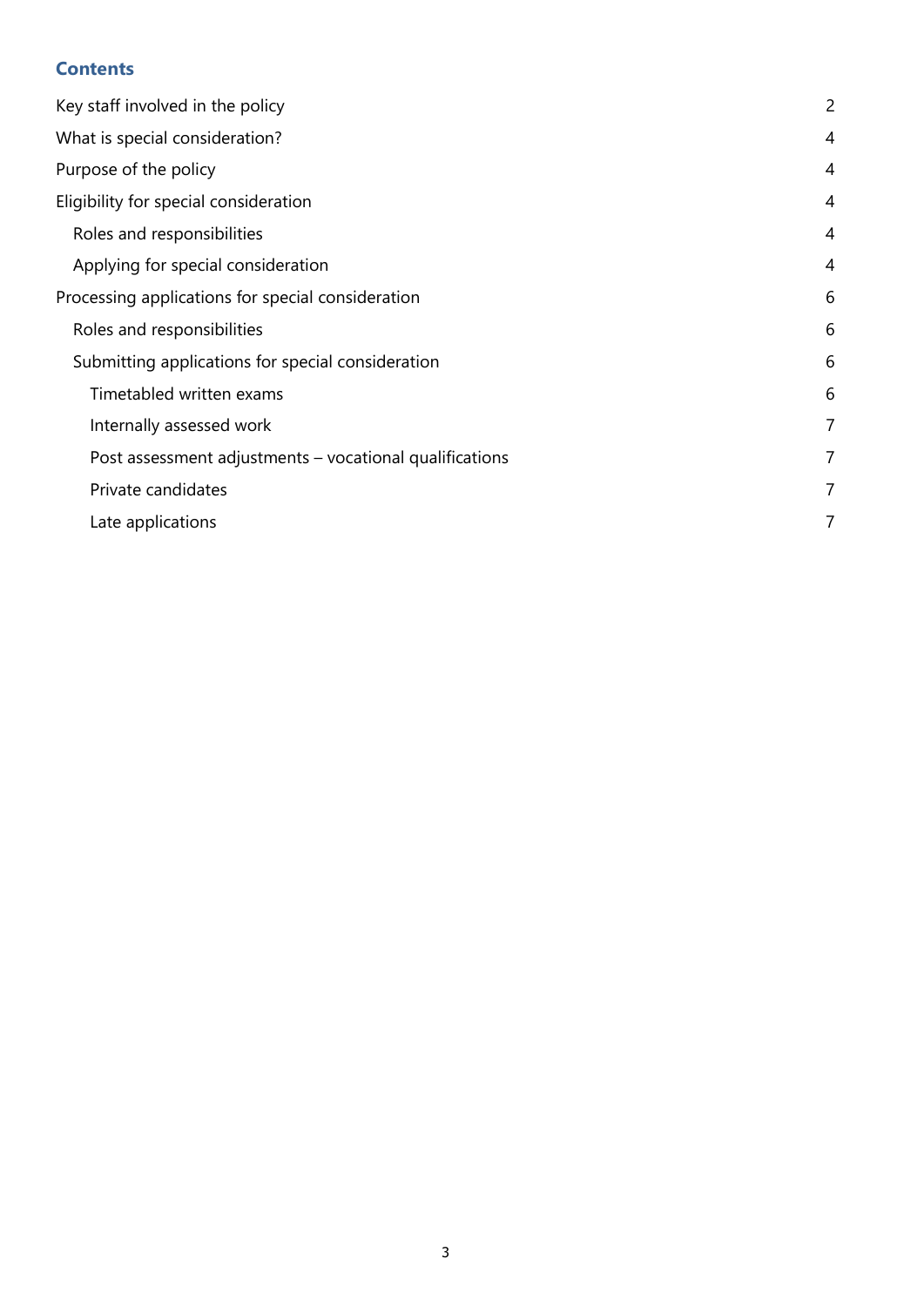## Contents

| | |
|---|---|
| Key staff involved in the policy | 2 |
| What is special consideration? | 4 |
| Purpose of the policy | 4 |
| Eligibility for special consideration | 4 |
| &nbsp;&nbsp;Roles and responsibilities | 4 |
| &nbsp;&nbsp;Applying for special consideration | 4 |
| Processing applications for special consideration | 6 |
| &nbsp;&nbsp;Roles and responsibilities | 6 |
| &nbsp;&nbsp;Submitting applications for special consideration | 6 |
| &nbsp;&nbsp;&nbsp;&nbsp;Timetabled written exams | 6 |
| &nbsp;&nbsp;&nbsp;&nbsp;Internally assessed work | 7 |
| &nbsp;&nbsp;&nbsp;&nbsp;Post assessment adjustments – vocational qualifications | 7 |
| &nbsp;&nbsp;&nbsp;&nbsp;Private candidates | 7 |
| &nbsp;&nbsp;&nbsp;&nbsp;Late applications | 7 |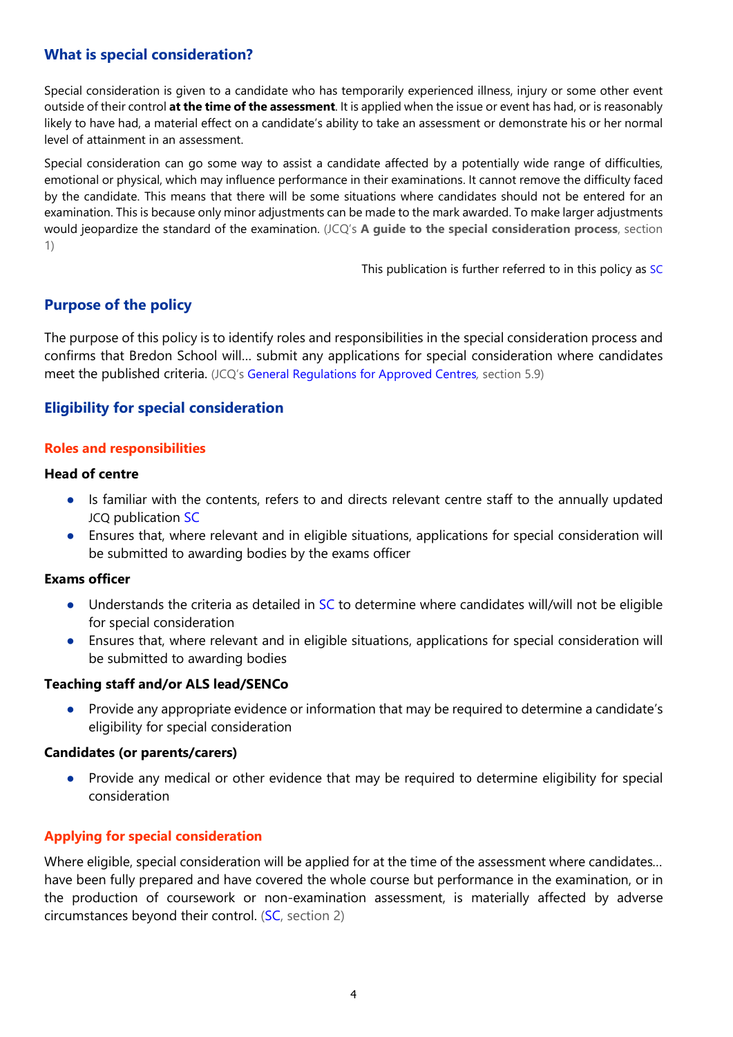## What is special consideration?

Special consideration is given to a candidate who has temporarily experienced illness, injury or some other event outside of their control **at the time of the assessment**. It is applied when the issue or event has had, or is reasonably likely to have had, a material effect on a candidate's ability to take an assessment or demonstrate his or her normal level of attainment in an assessment.

Special consideration can go some way to assist a candidate affected by a potentially wide range of difficulties, emotional or physical, which may influence performance in their examinations. It cannot remove the difficulty faced by the candidate. This means that there will be some situations where candidates should not be entered for an examination. This is because only minor adjustments can be made to the mark awarded. To make larger adjustments would jeopardize the standard of the examination. (JCQ's **A guide to the special consideration process**, section 1)

This publication is further referred to in this policy as SC

## Purpose of the policy

The purpose of this policy is to identify roles and responsibilities in the special consideration process and confirms that Bredon School will… submit any applications for special consideration where candidates meet the published criteria. (JCQ's General Regulations for Approved Centres, section 5.9)

## Eligibility for special consideration

### Roles and responsibilities

**Head of centre**

- Is familiar with the contents, refers to and directs relevant centre staff to the annually updated JCQ publication SC
- Ensures that, where relevant and in eligible situations, applications for special consideration will be submitted to awarding bodies by the exams officer

**Exams officer**

- Understands the criteria as detailed in SC to determine where candidates will/will not be eligible for special consideration
- Ensures that, where relevant and in eligible situations, applications for special consideration will be submitted to awarding bodies

**Teaching staff and/or ALS lead/SENCo**

- Provide any appropriate evidence or information that may be required to determine a candidate's eligibility for special consideration

**Candidates (or parents/carers)**

- Provide any medical or other evidence that may be required to determine eligibility for special consideration

### Applying for special consideration

Where eligible, special consideration will be applied for at the time of the assessment where candidates… have been fully prepared and have covered the whole course but performance in the examination, or in the production of coursework or non-examination assessment, is materially affected by adverse circumstances beyond their control. (SC, section 2)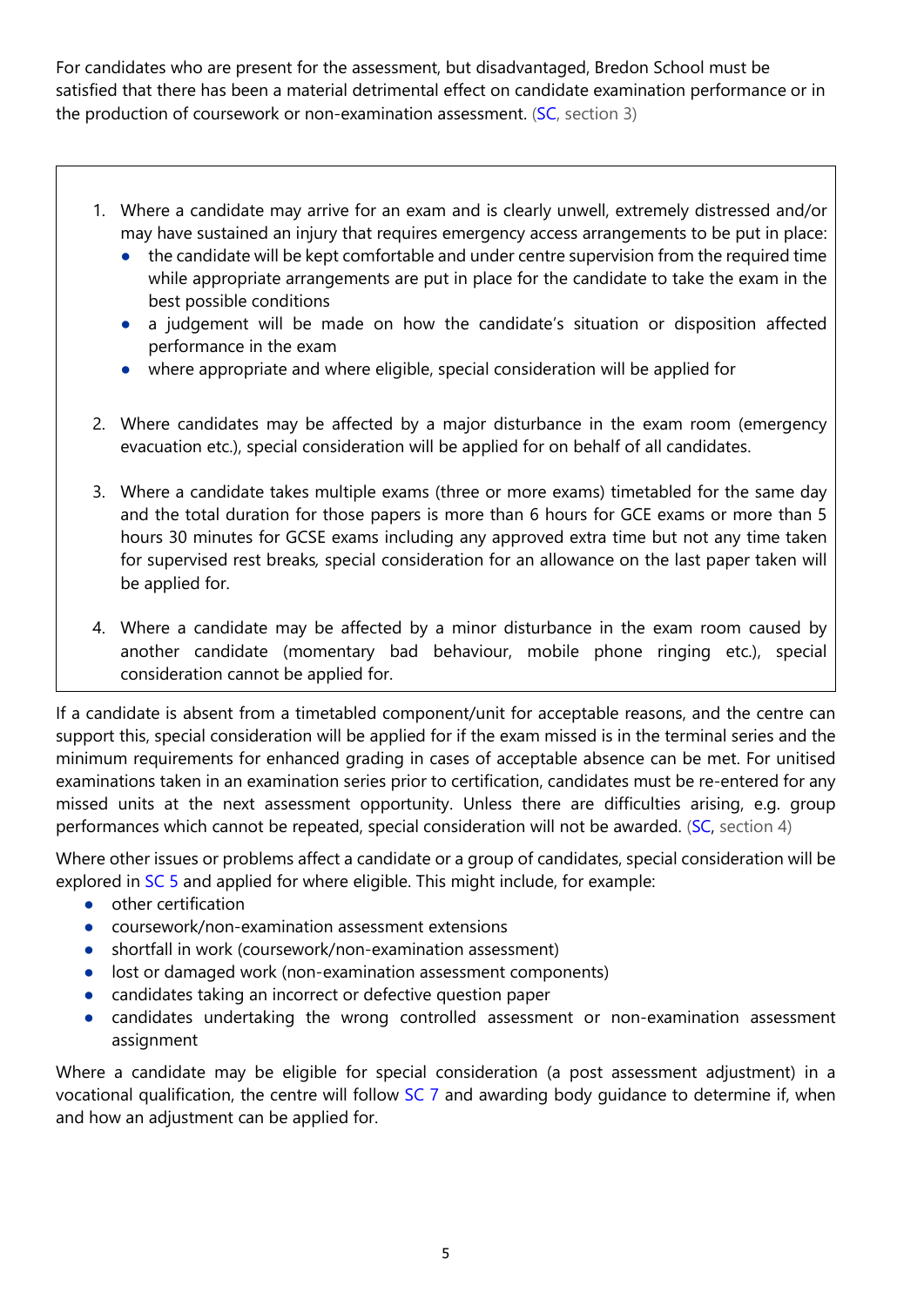For candidates who are present for the assessment, but disadvantaged, Bredon School must be satisfied that there has been a material detrimental effect on candidate examination performance or in the production of coursework or non-examination assessment. (SC, section 3)

1. Where a candidate may arrive for an exam and is clearly unwell, extremely distressed and/or may have sustained an injury that requires emergency access arrangements to be put in place:
   - the candidate will be kept comfortable and under centre supervision from the required time while appropriate arrangements are put in place for the candidate to take the exam in the best possible conditions
   - a judgement will be made on how the candidate's situation or disposition affected performance in the exam
   - where appropriate and where eligible, special consideration will be applied for

2. Where candidates may be affected by a major disturbance in the exam room (emergency evacuation etc.), special consideration will be applied for on behalf of all candidates.

3. Where a candidate takes multiple exams (three or more exams) timetabled for the same day and the total duration for those papers is more than 6 hours for GCE exams or more than 5 hours 30 minutes for GCSE exams including any approved extra time but not any time taken for supervised rest breaks, special consideration for an allowance on the last paper taken will be applied for.

4. Where a candidate may be affected by a minor disturbance in the exam room caused by another candidate (momentary bad behaviour, mobile phone ringing etc.), special consideration cannot be applied for.

If a candidate is absent from a timetabled component/unit for acceptable reasons, and the centre can support this, special consideration will be applied for if the exam missed is in the terminal series and the minimum requirements for enhanced grading in cases of acceptable absence can be met. For unitised examinations taken in an examination series prior to certification, candidates must be re-entered for any missed units at the next assessment opportunity. Unless there are difficulties arising, e.g. group performances which cannot be repeated, special consideration will not be awarded. (SC, section 4)

Where other issues or problems affect a candidate or a group of candidates, special consideration will be explored in SC 5 and applied for where eligible. This might include, for example:

- other certification
- coursework/non-examination assessment extensions
- shortfall in work (coursework/non-examination assessment)
- lost or damaged work (non-examination assessment components)
- candidates taking an incorrect or defective question paper
- candidates undertaking the wrong controlled assessment or non-examination assessment assignment

Where a candidate may be eligible for special consideration (a post assessment adjustment) in a vocational qualification, the centre will follow SC 7 and awarding body guidance to determine if, when and how an adjustment can be applied for.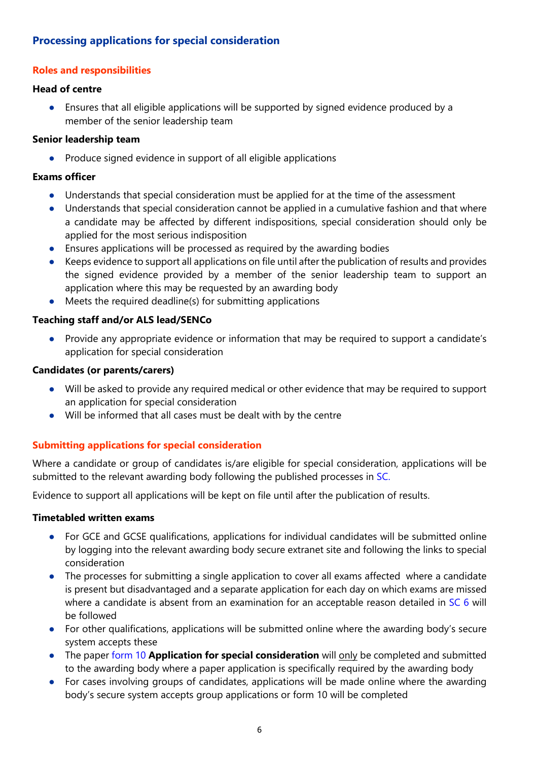## Processing applications for special consideration

### Roles and responsibilities

**Head of centre**

- Ensures that all eligible applications will be supported by signed evidence produced by a member of the senior leadership team

**Senior leadership team**

- Produce signed evidence in support of all eligible applications

**Exams officer**

- Understands that special consideration must be applied for at the time of the assessment
- Understands that special consideration cannot be applied in a cumulative fashion and that where a candidate may be affected by different indispositions, special consideration should only be applied for the most serious indisposition
- Ensures applications will be processed as required by the awarding bodies
- Keeps evidence to support all applications on file until after the publication of results and provides the signed evidence provided by a member of the senior leadership team to support an application where this may be requested by an awarding body
- Meets the required deadline(s) for submitting applications

**Teaching staff and/or ALS lead/SENCo**

- Provide any appropriate evidence or information that may be required to support a candidate's application for special consideration

**Candidates (or parents/carers)**

- Will be asked to provide any required medical or other evidence that may be required to support an application for special consideration
- Will be informed that all cases must be dealt with by the centre

### Submitting applications for special consideration

Where a candidate or group of candidates is/are eligible for special consideration, applications will be submitted to the relevant awarding body following the published processes in SC.

Evidence to support all applications will be kept on file until after the publication of results.

**Timetabled written exams**

- For GCE and GCSE qualifications, applications for individual candidates will be submitted online by logging into the relevant awarding body secure extranet site and following the links to special consideration
- The processes for submitting a single application to cover all exams affected where a candidate is present but disadvantaged and a separate application for each day on which exams are missed where a candidate is absent from an examination for an acceptable reason detailed in SC 6 will be followed
- For other qualifications, applications will be submitted online where the awarding body's secure system accepts these
- The paper form 10 **Application for special consideration** will only be completed and submitted to the awarding body where a paper application is specifically required by the awarding body
- For cases involving groups of candidates, applications will be made online where the awarding body's secure system accepts group applications or form 10 will be completed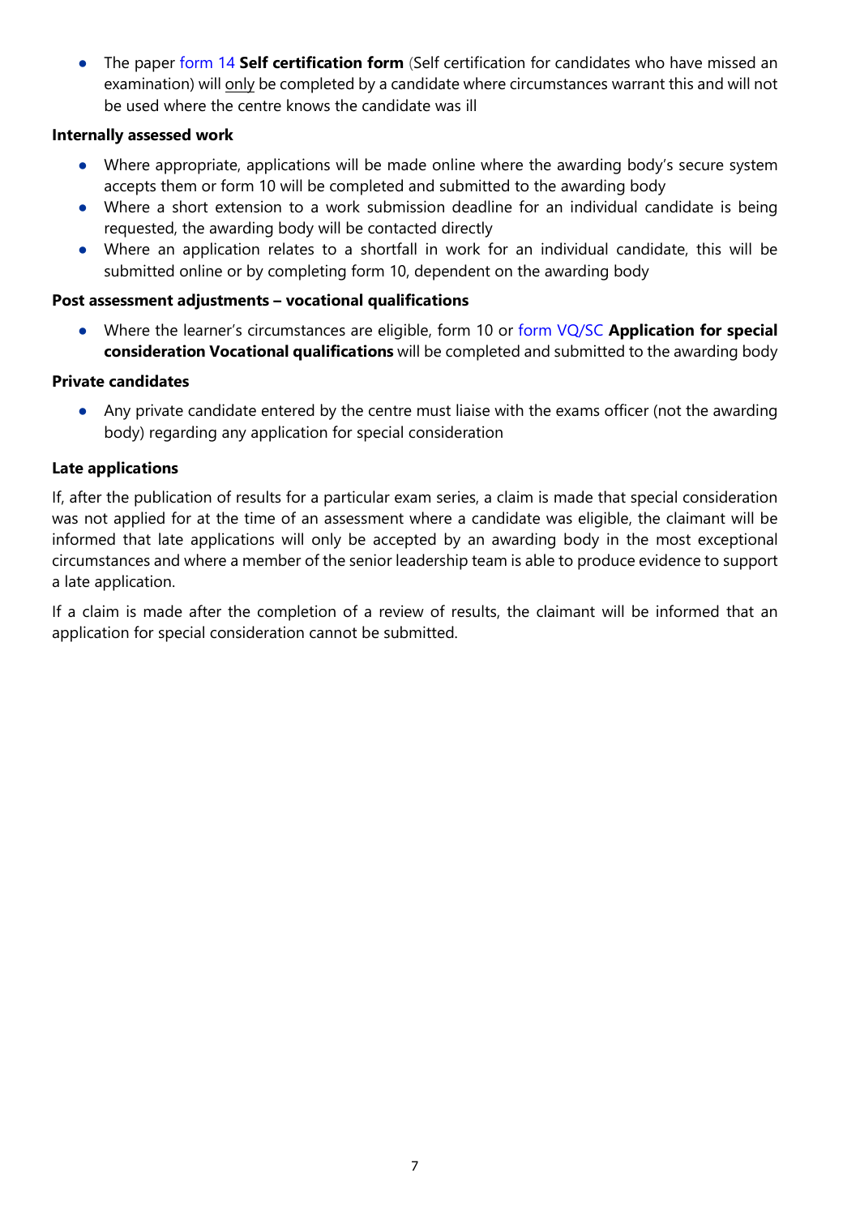- The paper form 14 **Self certification form** (Self certification for candidates who have missed an examination) will only be completed by a candidate where circumstances warrant this and will not be used where the centre knows the candidate was ill

**Internally assessed work**

- Where appropriate, applications will be made online where the awarding body's secure system accepts them or form 10 will be completed and submitted to the awarding body
- Where a short extension to a work submission deadline for an individual candidate is being requested, the awarding body will be contacted directly
- Where an application relates to a shortfall in work for an individual candidate, this will be submitted online or by completing form 10, dependent on the awarding body

**Post assessment adjustments – vocational qualifications**

- Where the learner's circumstances are eligible, form 10 or form VQ/SC **Application for special consideration Vocational qualifications** will be completed and submitted to the awarding body

**Private candidates**

- Any private candidate entered by the centre must liaise with the exams officer (not the awarding body) regarding any application for special consideration

**Late applications**

If, after the publication of results for a particular exam series, a claim is made that special consideration was not applied for at the time of an assessment where a candidate was eligible, the claimant will be informed that late applications will only be accepted by an awarding body in the most exceptional circumstances and where a member of the senior leadership team is able to produce evidence to support a late application.

If a claim is made after the completion of a review of results, the claimant will be informed that an application for special consideration cannot be submitted.